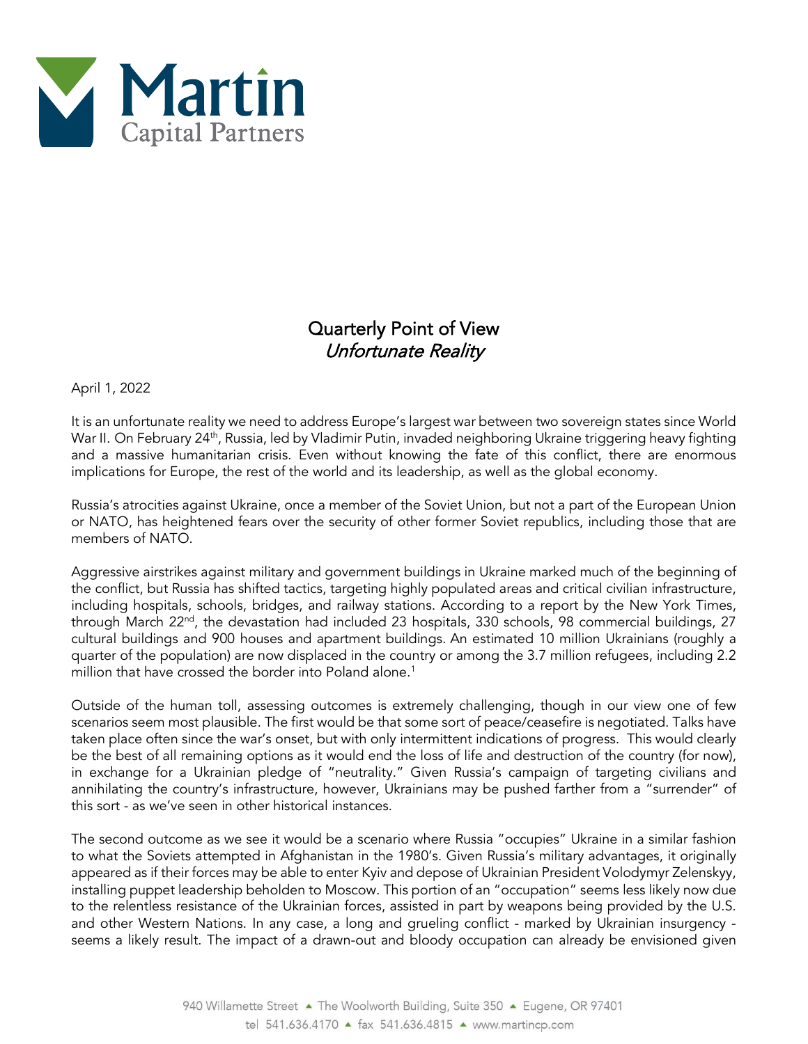# Quarterly Point of View

## *Unfortunate Reality*

April 1, 2022

It is an unfortunate reality we need to address Europe's largest war between two sovereign states since World War II. On February 24th, Russia, led by Vladimir Putin, invaded neighboring Ukraine triggering heavy fighting and a massive humanitarian crisis. Even without knowing the fate of this conflict, there are enormous implications for Europe, the rest of the world and its leadership, as well as the global economy.

Russia's atrocities against Ukraine, once a member of the Soviet Union, but not a part of the European Union or NATO, has heightened fears over the security of other former Soviet republics, including those that are members of NATO.

Aggressive airstrikes against military and government buildings in Ukraine marked much of the beginning of the conflict, but Russia has shifted tactics, targeting highly populated areas and critical civilian infrastructure, including hospitals, schools, bridges, and railway stations. According to a report by the New York Times, through March 22nd, the devastation had included 23 hospitals, 330 schools, 98 commercial buildings, 27 cultural buildings and 900 houses and apartment buildings. An estimated 10 million Ukrainians (roughly a quarter of the population) are now displaced in the country or among the 3.7 million refugees, including 2.2 million that have crossed the border into Poland alone.[1]

Outside of the human toll, assessing outcomes is extremely challenging, though in our view one of few scenarios seem most plausible. The first would be that some sort of peace/ceasefire is negotiated. Talks have taken place often since the war's onset, but with only intermittent indications of progress. This would clearly be the best of all remaining options as it would end the loss of life and destruction of the country (for now), in exchange for a Ukrainian pledge of "neutrality." Given Russia's campaign of targeting civilians and annihilating the country's infrastructure, however, Ukrainians may be pushed farther from a "surrender" of this sort - as we've seen in other historical instances.

The second outcome as we see it would be a scenario where Russia "occupies" Ukraine in a similar fashion to what the Soviets attempted in Afghanistan in the 1980's. Given Russia's military advantages, it originally appeared as if their forces may be able to enter Kyiv and depose of Ukrainian President Volodymyr Zelenskyy, installing puppet leadership beholden to Moscow. This portion of an "occupation" seems less likely now due to the relentless resistance of the Ukrainian forces, assisted in part by weapons being provided by the U.S. and other Western Nations. In any case, a long and grueling conflict - marked by Ukrainian insurgency - seems a likely result. The impact of a drawn-out and bloody occupation can already be envisioned given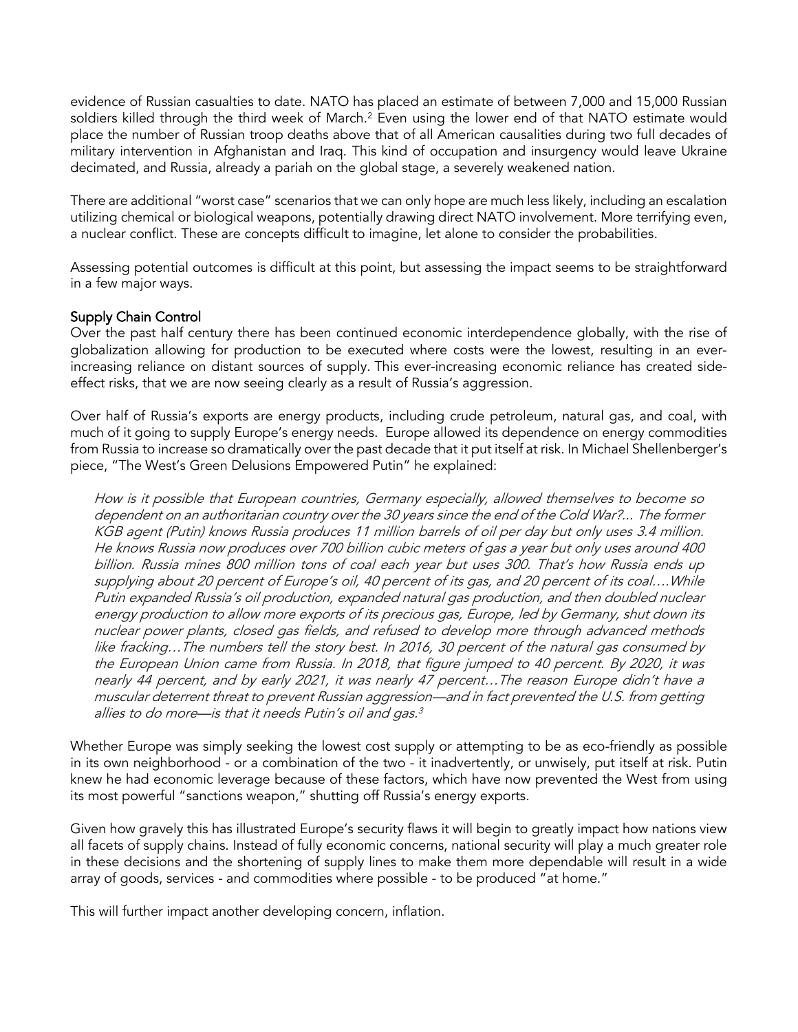evidence of Russian casualties to date. NATO has placed an estimate of between 7,000 and 15,000 Russian soldiers killed through the third week of March.[2] Even using the lower end of that NATO estimate would place the number of Russian troop deaths above that of all American causalities during two full decades of military intervention in Afghanistan and Iraq. This kind of occupation and insurgency would leave Ukraine decimated, and Russia, already a pariah on the global stage, a severely weakened nation.

There are additional "worst case" scenarios that we can only hope are much less likely, including an escalation utilizing chemical or biological weapons, potentially drawing direct NATO involvement. More terrifying even, a nuclear conflict. These are concepts difficult to imagine, let alone to consider the probabilities.

Assessing potential outcomes is difficult at this point, but assessing the impact seems to be straightforward in a few major ways.

## Supply Chain Control

Over the past half century there has been continued economic interdependence globally, with the rise of globalization allowing for production to be executed where costs were the lowest, resulting in an ever-increasing reliance on distant sources of supply. This ever-increasing economic reliance has created side-effect risks, that we are now seeing clearly as a result of Russia's aggression.

Over half of Russia's exports are energy products, including crude petroleum, natural gas, and coal, with much of it going to supply Europe's energy needs. Europe allowed its dependence on energy commodities from Russia to increase so dramatically over the past decade that it put itself at risk. In Michael Shellenberger's piece, "The West's Green Delusions Empowered Putin" he explained:

> *How is it possible that European countries, Germany especially, allowed themselves to become so dependent on an authoritarian country over the 30 years since the end of the Cold War?... The former KGB agent (Putin) knows Russia produces 11 million barrels of oil per day but only uses 3.4 million. He knows Russia now produces over 700 billion cubic meters of gas a year but only uses around 400 billion. Russia mines 800 million tons of coal each year but uses 300. That's how Russia ends up supplying about 20 percent of Europe's oil, 40 percent of its gas, and 20 percent of its coal….While Putin expanded Russia's oil production, expanded natural gas production, and then doubled nuclear energy production to allow more exports of its precious gas, Europe, led by Germany, shut down its nuclear power plants, closed gas fields, and refused to develop more through advanced methods like fracking…The numbers tell the story best. In 2016, 30 percent of the natural gas consumed by the European Union came from Russia. In 2018, that figure jumped to 40 percent. By 2020, it was nearly 44 percent, and by early 2021, it was nearly 47 percent…The reason Europe didn't have a muscular deterrent threat to prevent Russian aggression—and in fact prevented the U.S. from getting allies to do more—is that it needs Putin's oil and gas.*[3]

Whether Europe was simply seeking the lowest cost supply or attempting to be as eco-friendly as possible in its own neighborhood - or a combination of the two - it inadvertently, or unwisely, put itself at risk. Putin knew he had economic leverage because of these factors, which have now prevented the West from using its most powerful "sanctions weapon," shutting off Russia's energy exports.

Given how gravely this has illustrated Europe's security flaws it will begin to greatly impact how nations view all facets of supply chains. Instead of fully economic concerns, national security will play a much greater role in these decisions and the shortening of supply lines to make them more dependable will result in a wide array of goods, services - and commodities where possible - to be produced "at home."

This will further impact another developing concern, inflation.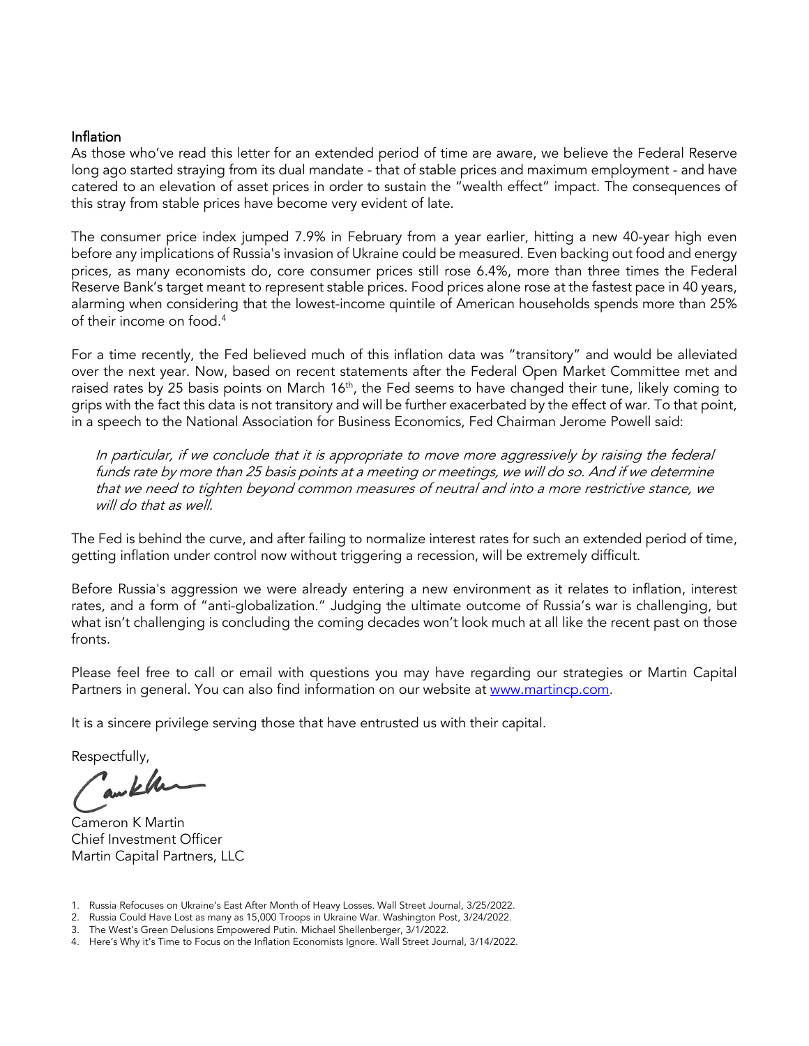### Inflation

As those who've read this letter for an extended period of time are aware, we believe the Federal Reserve long ago started straying from its dual mandate - that of stable prices and maximum employment - and have catered to an elevation of asset prices in order to sustain the "wealth effect" impact. The consequences of this stray from stable prices have become very evident of late.

The consumer price index jumped 7.9% in February from a year earlier, hitting a new 40-year high even before any implications of Russia's invasion of Ukraine could be measured. Even backing out food and energy prices, as many economists do, core consumer prices still rose 6.4%, more than three times the Federal Reserve Bank's target meant to represent stable prices. Food prices alone rose at the fastest pace in 40 years, alarming when considering that the lowest-income quintile of American households spends more than 25% of their income on food.[4]

For a time recently, the Fed believed much of this inflation data was "transitory" and would be alleviated over the next year. Now, based on recent statements after the Federal Open Market Committee met and raised rates by 25 basis points on March 16th, the Fed seems to have changed their tune, likely coming to grips with the fact this data is not transitory and will be further exacerbated by the effect of war. To that point, in a speech to the National Association for Business Economics, Fed Chairman Jerome Powell said:

> *In particular, if we conclude that it is appropriate to move more aggressively by raising the federal funds rate by more than 25 basis points at a meeting or meetings, we will do so. And if we determine that we need to tighten beyond common measures of neutral and into a more restrictive stance, we will do that as well.*

The Fed is behind the curve, and after failing to normalize interest rates for such an extended period of time, getting inflation under control now without triggering a recession, will be extremely difficult.

Before Russia's aggression we were already entering a new environment as it relates to inflation, interest rates, and a form of "anti-globalization." Judging the ultimate outcome of Russia's war is challenging, but what isn't challenging is concluding the coming decades won't look much at all like the recent past on those fronts.

Please feel free to call or email with questions you may have regarding our strategies or Martin Capital Partners in general. You can also find information on our website at [www.martincp.com](http://www.martincp.com).

It is a sincere privilege serving those that have entrusted us with their capital.

Respectfully,

Cameron K Martin
Chief Investment Officer
Martin Capital Partners, LLC

1. Russia Refocuses on Ukraine's East After Month of Heavy Losses. Wall Street Journal, 3/25/2022.
2. Russia Could Have Lost as many as 15,000 Troops in Ukraine War. Washington Post, 3/24/2022.
3. The West's Green Delusions Empowered Putin. Michael Shellenberger, 3/1/2022.
4. Here's Why it's Time to Focus on the Inflation Economists Ignore. Wall Street Journal, 3/14/2022.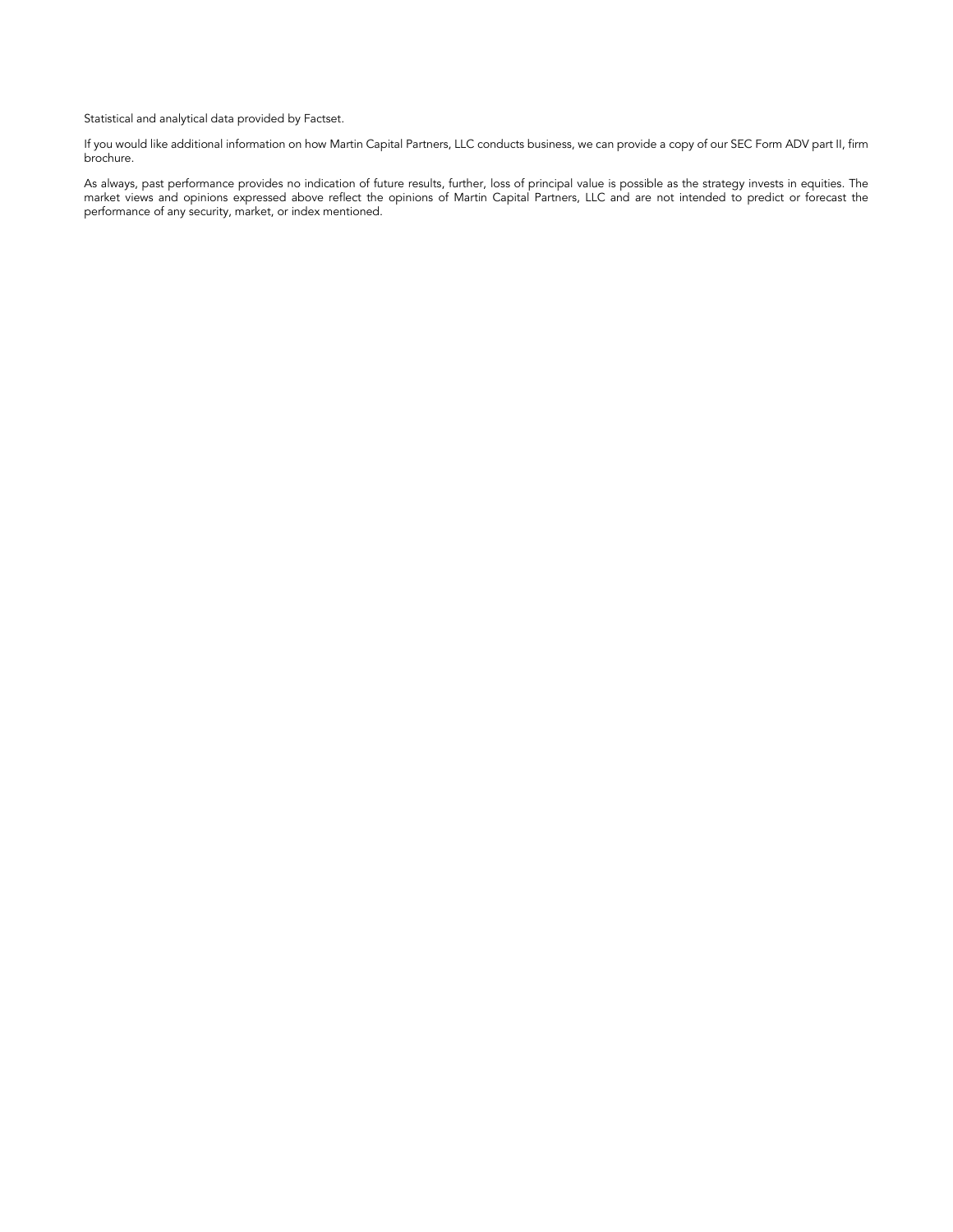Statistical and analytical data provided by Factset.

If you would like additional information on how Martin Capital Partners, LLC conducts business, we can provide a copy of our SEC Form ADV part II, firm brochure.

As always, past performance provides no indication of future results, further, loss of principal value is possible as the strategy invests in equities. The market views and opinions expressed above reflect the opinions of Martin Capital Partners, LLC and are not intended to predict or forecast the performance of any security, market, or index mentioned.